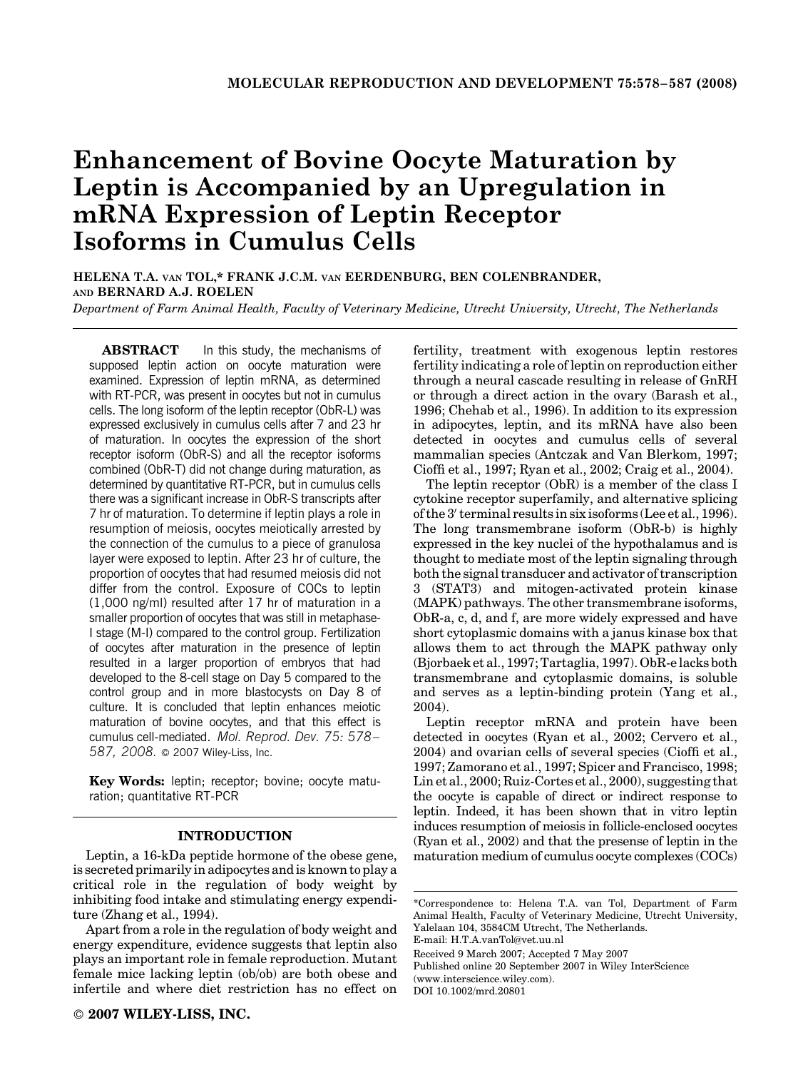# Enhancement of Bovine Oocyte Maturation by Leptin is Accompanied by an Upregulation in mRNA Expression of Leptin Receptor Isoforms in Cumulus Cells

HELENA T.A. VAN TOL,* FRANK J.C.M. VAN EERDENBURG, BEN COLENBRANDER, AND BERNARD A.J. ROELEN

*Department of Farm Animal Health, Faculty of Veterinary Medicine, Utrecht University, Utrecht, The Netherlands*

**ABSTRACT** In this study, the mechanisms of supposed leptin action on oocyte maturation were examined. Expression of leptin mRNA, as determined with RT-PCR, was present in oocytes but not in cumulus cells. The long isoform of the leptin receptor (ObR-L) was expressed exclusively in cumulus cells after 7 and 23 hr of maturation. In oocytes the expression of the short receptor isoform (ObR-S) and all the receptor isoforms combined (ObR-T) did not change during maturation, as determined by quantitative RT-PCR, but in cumulus cells there was a significant increase in ObR-S transcripts after 7 hr of maturation. To determine if leptin plays a role in resumption of meiosis, oocytes meiotically arrested by the connection of the cumulus to a piece of granulosa layer were exposed to leptin. After 23 hr of culture, the proportion of oocytes that had resumed meiosis did not differ from the control. Exposure of COCs to leptin (1,000 ng/ml) resulted after 17 hr of maturation in a smaller proportion of oocytes that was still in metaphase-I stage (M-I) compared to the control group. Fertilization of oocytes after maturation in the presence of leptin resulted in a larger proportion of embryos that had developed to the 8-cell stage on Day 5 compared to the control group and in more blastocysts on Day 8 of culture. It is concluded that leptin enhances meiotic maturation of bovine oocytes, and that this effect is cumulus cell-mediated. *Mol. Reprod. Dev. 75: 578–587, 2008.* © 2007 Wiley-Liss, Inc.

**Key Words:** leptin; receptor; bovine; oocyte maturation; quantitative RT-PCR

## INTRODUCTION

Leptin, a 16-kDa peptide hormone of the obese gene, is secreted primarily in adipocytes and is known to play a critical role in the regulation of body weight by inhibiting food intake and stimulating energy expenditure (Zhang et al., 1994).

Apart from a role in the regulation of body weight and energy expenditure, evidence suggests that leptin also plays an important role in female reproduction. Mutant female mice lacking leptin (ob/ob) are both obese and infertile and where diet restriction has no effect on fertility, treatment with exogenous leptin restores fertility indicating a role of leptin on reproduction either through a neural cascade resulting in release of GnRH or through a direct action in the ovary (Barash et al., 1996; Chehab et al., 1996). In addition to its expression in adipocytes, leptin, and its mRNA have also been detected in oocytes and cumulus cells of several mammalian species (Antczak and Van Blerkom, 1997; Cioffi et al., 1997; Ryan et al., 2002; Craig et al., 2004).

The leptin receptor (ObR) is a member of the class I cytokine receptor superfamily, and alternative splicing of the 3′ terminal results in six isoforms (Lee et al., 1996). The long transmembrane isoform (ObR-b) is highly expressed in the key nuclei of the hypothalamus and is thought to mediate most of the leptin signaling through both the signal transducer and activator of transcription 3 (STAT3) and mitogen-activated protein kinase (MAPK) pathways. The other transmembrane isoforms, ObR-a, c, d, and f, are more widely expressed and have short cytoplasmic domains with a janus kinase box that allows them to act through the MAPK pathway only (Bjorbaek et al., 1997; Tartaglia, 1997). ObR-e lacks both transmembrane and cytoplasmic domains, is soluble and serves as a leptin-binding protein (Yang et al., 2004).

Leptin receptor mRNA and protein have been detected in oocytes (Ryan et al., 2002; Cervero et al., 2004) and ovarian cells of several species (Cioffi et al., 1997; Zamorano et al., 1997; Spicer and Francisco, 1998; Lin et al., 2000; Ruiz-Cortes et al., 2000), suggesting that the oocyte is capable of direct or indirect response to leptin. Indeed, it has been shown that in vitro leptin induces resumption of meiosis in follicle-enclosed oocytes (Ryan et al., 2002) and that the presense of leptin in the maturation medium of cumulus oocyte complexes (COCs)

---

*Correspondence to: Helena T.A. van Tol, Department of Farm Animal Health, Faculty of Veterinary Medicine, Utrecht University, Yalelaan 104, 3584CM Utrecht, The Netherlands.
E-mail: H.T.A.vanTol@vet.uu.nl

Received 9 March 2007; Accepted 7 May 2007

Published online 20 September 2007 in Wiley InterScience (www.interscience.wiley.com).

DOI 10.1002/mrd.20801

© 2007 WILEY-LISS, INC.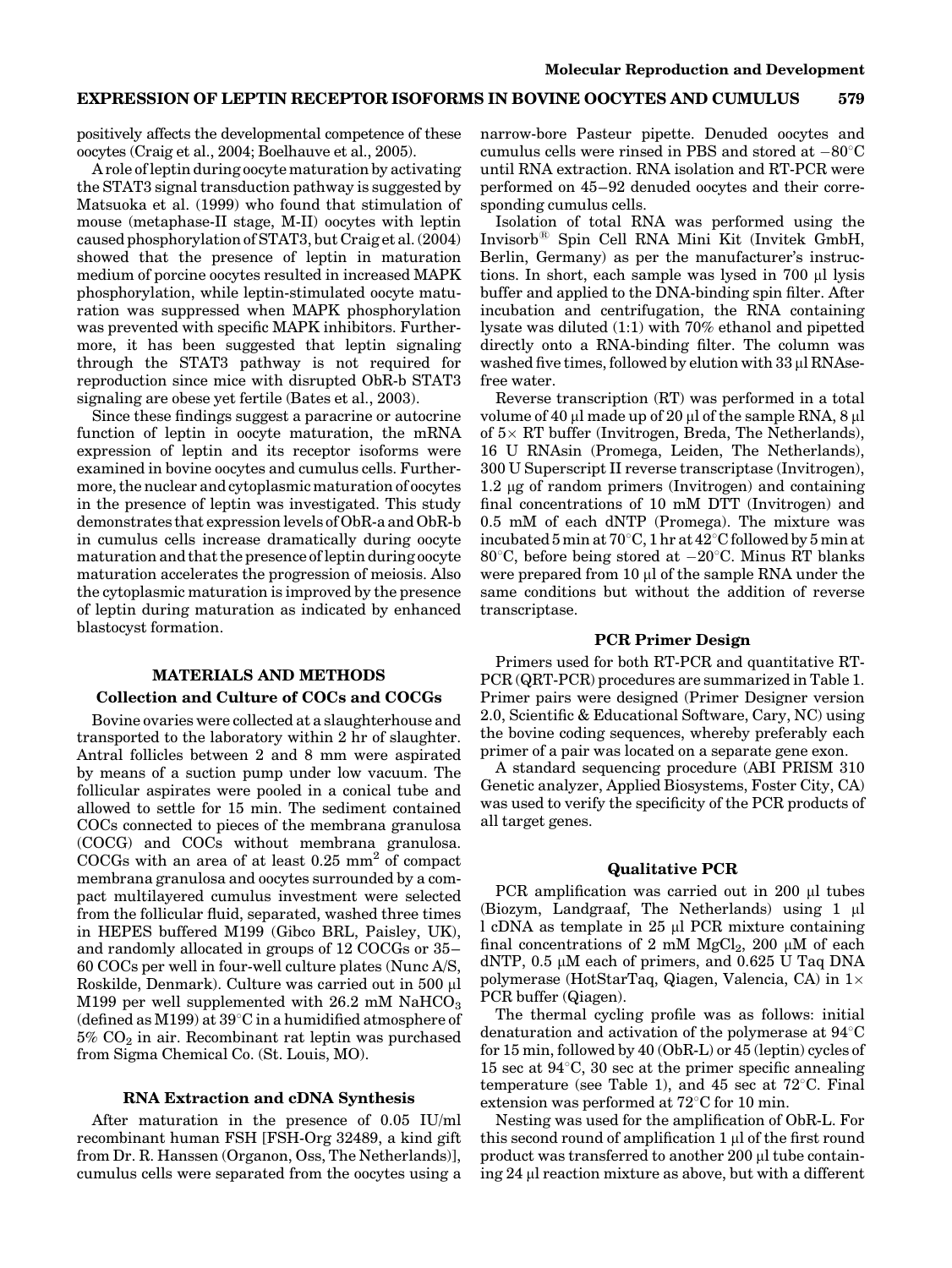positively affects the developmental competence of these oocytes (Craig et al., 2004; Boelhauve et al., 2005).

A role of leptin during oocyte maturation by activating the STAT3 signal transduction pathway is suggested by Matsuoka et al. (1999) who found that stimulation of mouse (metaphase-II stage, M-II) oocytes with leptin caused phosphorylation of STAT3, but Craig et al. (2004) showed that the presence of leptin in maturation medium of porcine oocytes resulted in increased MAPK phosphorylation, while leptin-stimulated oocyte maturation was suppressed when MAPK phosphorylation was prevented with specific MAPK inhibitors. Furthermore, it has been suggested that leptin signaling through the STAT3 pathway is not required for reproduction since mice with disrupted ObR-b STAT3 signaling are obese yet fertile (Bates et al., 2003).

Since these findings suggest a paracrine or autocrine function of leptin in oocyte maturation, the mRNA expression of leptin and its receptor isoforms were examined in bovine oocytes and cumulus cells. Furthermore, the nuclear and cytoplasmic maturation of oocytes in the presence of leptin was investigated. This study demonstrates that expression levels of ObR-a and ObR-b in cumulus cells increase dramatically during oocyte maturation and that the presence of leptin during oocyte maturation accelerates the progression of meiosis. Also the cytoplasmic maturation is improved by the presence of leptin during maturation as indicated by enhanced blastocyst formation.

## MATERIALS AND METHODS

### Collection and Culture of COCs and COCGs

Bovine ovaries were collected at a slaughterhouse and transported to the laboratory within 2 hr of slaughter. Antral follicles between 2 and 8 mm were aspirated by means of a suction pump under low vacuum. The follicular aspirates were pooled in a conical tube and allowed to settle for 15 min. The sediment contained COCs connected to pieces of the membrana granulosa (COCG) and COCs without membrana granulosa. COCGs with an area of at least 0.25 $mm^2$ of compact membrana granulosa and oocytes surrounded by a compact multilayered cumulus investment were selected from the follicular fluid, separated, washed three times in HEPES buffered M199 (Gibco BRL, Paisley, UK), and randomly allocated in groups of 12 COCGs or 35–60 COCs per well in four-well culture plates (Nunc A/S, Roskilde, Denmark). Culture was carried out in 500 µl M199 per well supplemented with 26.2 mM $NaHCO_3$ (defined as M199) at 39°C in a humidified atmosphere of 5% $CO_2$ in air. Recombinant rat leptin was purchased from Sigma Chemical Co. (St. Louis, MO).

### RNA Extraction and cDNA Synthesis

After maturation in the presence of 0.05 IU/ml recombinant human FSH [FSH-Org 32489, a kind gift from Dr. R. Hanssen (Organon, Oss, The Netherlands)], cumulus cells were separated from the oocytes using a narrow-bore Pasteur pipette. Denuded oocytes and cumulus cells were rinsed in PBS and stored at −80°C until RNA extraction. RNA isolation and RT-PCR were performed on 45–92 denuded oocytes and their corresponding cumulus cells.

Isolation of total RNA was performed using the Invisorb® Spin Cell RNA Mini Kit (Invitek GmbH, Berlin, Germany) as per the manufacturer's instructions. In short, each sample was lysed in 700 µl lysis buffer and applied to the DNA-binding spin filter. After incubation and centrifugation, the RNA containing lysate was diluted (1:1) with 70% ethanol and pipetted directly onto a RNA-binding filter. The column was washed five times, followed by elution with 33 µl RNAse-free water.

Reverse transcription (RT) was performed in a total volume of 40 µl made up of 20 µl of the sample RNA, 8 µl of 5× RT buffer (Invitrogen, Breda, The Netherlands), 16 U RNAsin (Promega, Leiden, The Netherlands), 300 U Superscript II reverse transcriptase (Invitrogen), 1.2 µg of random primers (Invitrogen) and containing final concentrations of 10 mM DTT (Invitrogen) and 0.5 mM of each dNTP (Promega). The mixture was incubated 5 min at 70°C, 1 hr at 42°C followed by 5 min at 80°C, before being stored at −20°C. Minus RT blanks were prepared from 10 µl of the sample RNA under the same conditions but without the addition of reverse transcriptase.

### PCR Primer Design

Primers used for both RT-PCR and quantitative RT-PCR (QRT-PCR) procedures are summarized in Table 1. Primer pairs were designed (Primer Designer version 2.0, Scientific & Educational Software, Cary, NC) using the bovine coding sequences, whereby preferably each primer of a pair was located on a separate gene exon.

A standard sequencing procedure (ABI PRISM 310 Genetic analyzer, Applied Biosystems, Foster City, CA) was used to verify the specificity of the PCR products of all target genes.

### Qualitative PCR

PCR amplification was carried out in 200 µl tubes (Biozym, Landgraaf, The Netherlands) using 1 µl l cDNA as template in 25 µl PCR mixture containing final concentrations of 2 mM $MgCl_2$, 200 µM of each dNTP, 0.5 µM each of primers, and 0.625 U Taq DNA polymerase (HotStarTaq, Qiagen, Valencia, CA) in 1× PCR buffer (Qiagen).

The thermal cycling profile was as follows: initial denaturation and activation of the polymerase at 94°C for 15 min, followed by 40 (ObR-L) or 45 (leptin) cycles of 15 sec at 94°C, 30 sec at the primer specific annealing temperature (see Table 1), and 45 sec at 72°C. Final extension was performed at 72°C for 10 min.

Nesting was used for the amplification of ObR-L. For this second round of amplification 1 µl of the first round product was transferred to another 200 µl tube containing 24 µl reaction mixture as above, but with a different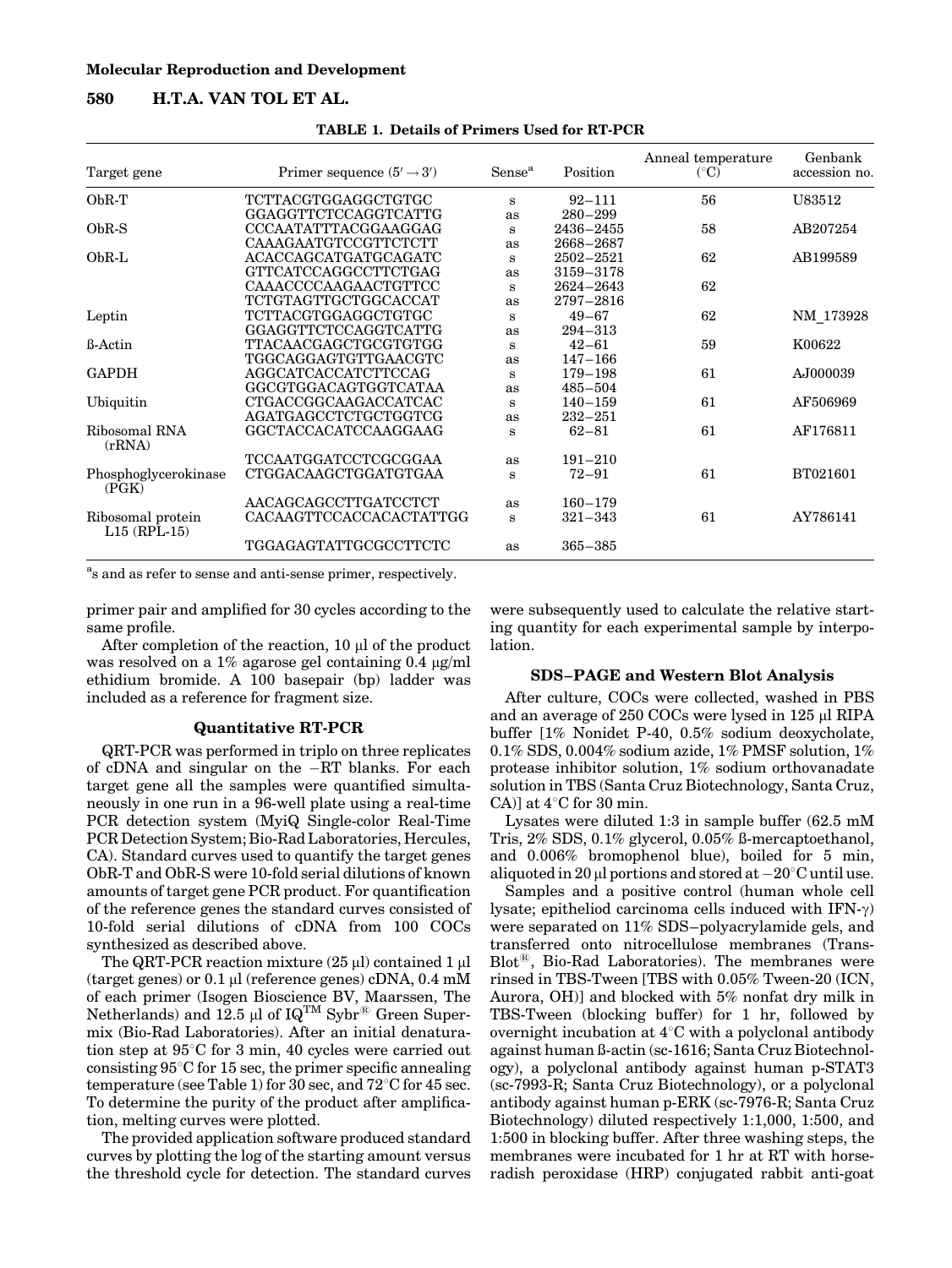**TABLE 1. Details of Primers Used for RT-PCR**

| Target gene | Primer sequence (5′→3′) | Sense[a] | Position | Anneal temperature (°C) | Genbank accession no. |
|---|---|---|---|---|---|
| ObR-T | TCTTACGTGGAGGCTGTGC | s | 92–111 | 56 | U83512 |
| | GGAGGTTCTCCAGGTCATTG | as | 280–299 | | |
| ObR-S | CCCAATATTTACGGAAGGAG | s | 2436–2455 | 58 | AB207254 |
| | CAAAGAATGTCCGTTCTCTT | as | 2668–2687 | | |
| ObR-L | ACACCAGCATGATGCAGATC | s | 2502–2521 | 62 | AB199589 |
| | GTTCATCCAGGCCTTCTGAG | as | 3159–3178 | | |
| | CAAACCCCAAGAACTGTTCC | s | 2624–2643 | 62 | |
| | TCTGTAGTTGCTGGCACCAT | as | 2797–2816 | | |
| Leptin | TCTTACGTGGAGGCTGTGC | s | 49–67 | 62 | NM_173928 |
| | GGAGGTTCTCCAGGTCATTG | as | 294–313 | | |
| ß-Actin | TTACAACGAGCTGCGTGTGG | s | 42–61 | 59 | K00622 |
| | TGGCAGGAGTGTTGAACGTC | as | 147–166 | | |
| GAPDH | AGGCATCACCATCTTCCAG | s | 179–198 | 61 | AJ000039 |
| | GGCGTGGACAGTGGTCATAA | as | 485–504 | | |
| Ubiquitin | CTGACCGGCAAGACCATCAC | s | 140–159 | 61 | AF506969 |
| | AGATGAGCCTCTGCTGGTCG | as | 232–251 | | |
| Ribosomal RNA (rRNA) | GGCTACCACATCCAAGGAAG | s | 62–81 | 61 | AF176811 |
| | TCCAATGGATCCTCGCGGAA | as | 191–210 | | |
| Phosphoglycerokinase (PGK) | CTGGACAAGCTGGATGTGAA | s | 72–91 | 61 | BT021601 |
| | AACAGCAGCCTTGATCCTCT | as | 160–179 | | |
| Ribosomal protein L15 (RPL-15) | CACAAGTTCCACCACACTATTGG | s | 321–343 | 61 | AY786141 |
| | TGGAGAGTATTGCGCCTTCTC | as | 365–385 | | |

[a]s and as refer to sense and anti-sense primer, respectively.

primer pair and amplified for 30 cycles according to the same profile.

After completion of the reaction, 10 µl of the product was resolved on a 1% agarose gel containing 0.4 µg/ml ethidium bromide. A 100 basepair (bp) ladder was included as a reference for fragment size.

### Quantitative RT-PCR

QRT-PCR was performed in triplo on three replicates of cDNA and singular on the −RT blanks. For each target gene all the samples were quantified simultaneously in one run in a 96-well plate using a real-time PCR detection system (MyiQ Single-color Real-Time PCR Detection System; Bio-Rad Laboratories, Hercules, CA). Standard curves used to quantify the target genes ObR-T and ObR-S were 10-fold serial dilutions of known amounts of target gene PCR product. For quantification of the reference genes the standard curves consisted of 10-fold serial dilutions of cDNA from 100 COCs synthesized as described above.

The QRT-PCR reaction mixture (25 µl) contained 1 µl (target genes) or 0.1 µl (reference genes) cDNA, 0.4 mM of each primer (Isogen Bioscience BV, Maarssen, The Netherlands) and 12.5 µl of IQ™ Sybr® Green Supermix (Bio-Rad Laboratories). After an initial denaturation step at 95°C for 3 min, 40 cycles were carried out consisting 95°C for 15 sec, the primer specific annealing temperature (see Table 1) for 30 sec, and 72°C for 45 sec. To determine the purity of the product after amplification, melting curves were plotted.

The provided application software produced standard curves by plotting the log of the starting amount versus the threshold cycle for detection. The standard curves were subsequently used to calculate the relative starting quantity for each experimental sample by interpolation.

### SDS–PAGE and Western Blot Analysis

After culture, COCs were collected, washed in PBS and an average of 250 COCs were lysed in 125 µl RIPA buffer [1% Nonidet P-40, 0.5% sodium deoxycholate, 0.1% SDS, 0.004% sodium azide, 1% PMSF solution, 1% protease inhibitor solution, 1% sodium orthovanadate solution in TBS (Santa Cruz Biotechnology, Santa Cruz, CA)] at 4°C for 30 min.

Lysates were diluted 1:3 in sample buffer (62.5 mM Tris, 2% SDS, 0.1% glycerol, 0.05% ß-mercaptoethanol, and 0.006% bromophenol blue), boiled for 5 min, aliquoted in 20 µl portions and stored at −20°C until use.

Samples and a positive control (human whole cell lysate; epitheliod carcinoma cells induced with IFN-γ) were separated on 11% SDS–polyacrylamide gels, and transferred onto nitrocellulose membranes (Trans-Blot®, Bio-Rad Laboratories). The membranes were rinsed in TBS-Tween [TBS with 0.05% Tween-20 (ICN, Aurora, OH)] and blocked with 5% nonfat dry milk in TBS-Tween (blocking buffer) for 1 hr, followed by overnight incubation at 4°C with a polyclonal antibody against human ß-actin (sc-1616; Santa Cruz Biotechnology), a polyclonal antibody against human p-STAT3 (sc-7993-R; Santa Cruz Biotechnology), or a polyclonal antibody against human p-ERK (sc-7976-R; Santa Cruz Biotechnology) diluted respectively 1:1,000, 1:500, and 1:500 in blocking buffer. After three washing steps, the membranes were incubated for 1 hr at RT with horseradish peroxidase (HRP) conjugated rabbit anti-goat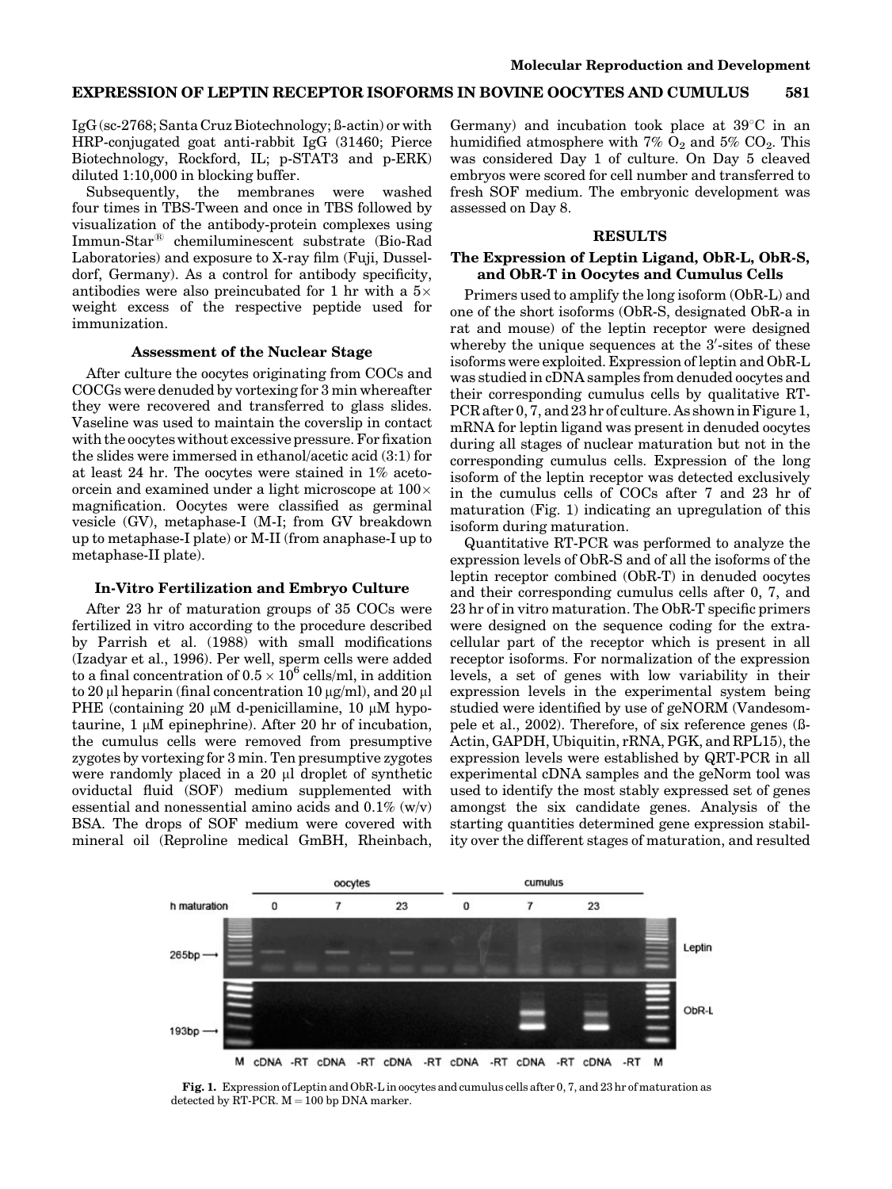IgG (sc-2768; Santa Cruz Biotechnology; ß-actin) or with HRP-conjugated goat anti-rabbit IgG (31460; Pierce Biotechnology, Rockford, IL; p-STAT3 and p-ERK) diluted 1:10,000 in blocking buffer.

Subsequently, the membranes were washed four times in TBS-Tween and once in TBS followed by visualization of the antibody-protein complexes using Immun-Star® chemiluminescent substrate (Bio-Rad Laboratories) and exposure to X-ray film (Fuji, Dusseldorf, Germany). As a control for antibody specificity, antibodies were also preincubated for 1 hr with a 5× weight excess of the respective peptide used for immunization.

### Assessment of the Nuclear Stage

After culture the oocytes originating from COCs and COCGs were denuded by vortexing for 3 min whereafter they were recovered and transferred to glass slides. Vaseline was used to maintain the coverslip in contact with the oocytes without excessive pressure. For fixation the slides were immersed in ethanol/acetic acid (3:1) for at least 24 hr. The oocytes were stained in 1% aceto-orcein and examined under a light microscope at 100× magnification. Oocytes were classified as germinal vesicle (GV), metaphase-I (M-I; from GV breakdown up to metaphase-I plate) or M-II (from anaphase-I up to metaphase-II plate).

### In-Vitro Fertilization and Embryo Culture

After 23 hr of maturation groups of 35 COCs were fertilized in vitro according to the procedure described by Parrish et al. (1988) with small modifications (Izadyar et al., 1996). Per well, sperm cells were added to a final concentration of $0.5 \times 10^6$ cells/ml, in addition to 20 μl heparin (final concentration 10 μg/ml), and 20 μl PHE (containing 20 μM d-penicillamine, 10 μM hypotaurine, 1 μM epinephrine). After 20 hr of incubation, the cumulus cells were removed from presumptive zygotes by vortexing for 3 min. Ten presumptive zygotes were randomly placed in a 20 μl droplet of synthetic oviductal fluid (SOF) medium supplemented with essential and nonessential amino acids and 0.1% (w/v) BSA. The drops of SOF medium were covered with mineral oil (Reproline medical GmbH, Rheinbach, Germany) and incubation took place at 39°C in an humidified atmosphere with 7% $O_2$ and 5% $CO_2$. This was considered Day 1 of culture. On Day 5 cleaved embryos were scored for cell number and transferred to fresh SOF medium. The embryonic development was assessed on Day 8.

## RESULTS

### The Expression of Leptin Ligand, ObR-L, ObR-S, and ObR-T in Oocytes and Cumulus Cells

Primers used to amplify the long isoform (ObR-L) and one of the short isoforms (ObR-S, designated ObR-a in rat and mouse) of the leptin receptor were designed whereby the unique sequences at the 3′-sites of these isoforms were exploited. Expression of leptin and ObR-L was studied in cDNA samples from denuded oocytes and their corresponding cumulus cells by qualitative RT-PCR after 0, 7, and 23 hr of culture. As shown in Figure 1, mRNA for leptin ligand was present in denuded oocytes during all stages of nuclear maturation but not in the corresponding cumulus cells. Expression of the long isoform of the leptin receptor was detected exclusively in the cumulus cells of COCs after 7 and 23 hr of maturation (Fig. 1) indicating an upregulation of this isoform during maturation.

Quantitative RT-PCR was performed to analyze the expression levels of ObR-S and of all the isoforms of the leptin receptor combined (ObR-T) in denuded oocytes and their corresponding cumulus cells after 0, 7, and 23 hr of in vitro maturation. The ObR-T specific primers were designed on the sequence coding for the extracellular part of the receptor which is present in all receptor isoforms. For normalization of the expression levels, a set of genes with low variability in their expression levels in the experimental system being studied were identified by use of geNORM (Vandesompele et al., 2002). Therefore, of six reference genes (ß-Actin, GAPDH, Ubiquitin, rRNA, PGK, and RPL15), the expression levels were established by QRT-PCR in all experimental cDNA samples and the geNorm tool was used to identify the most stably expressed set of genes amongst the six candidate genes. Analysis of the starting quantities determined gene expression stability over the different stages of maturation, and resulted

**Fig. 1.** Expression of Leptin and ObR-L in oocytes and cumulus cells after 0, 7, and 23 hr of maturation as detected by RT-PCR. M = 100 bp DNA marker.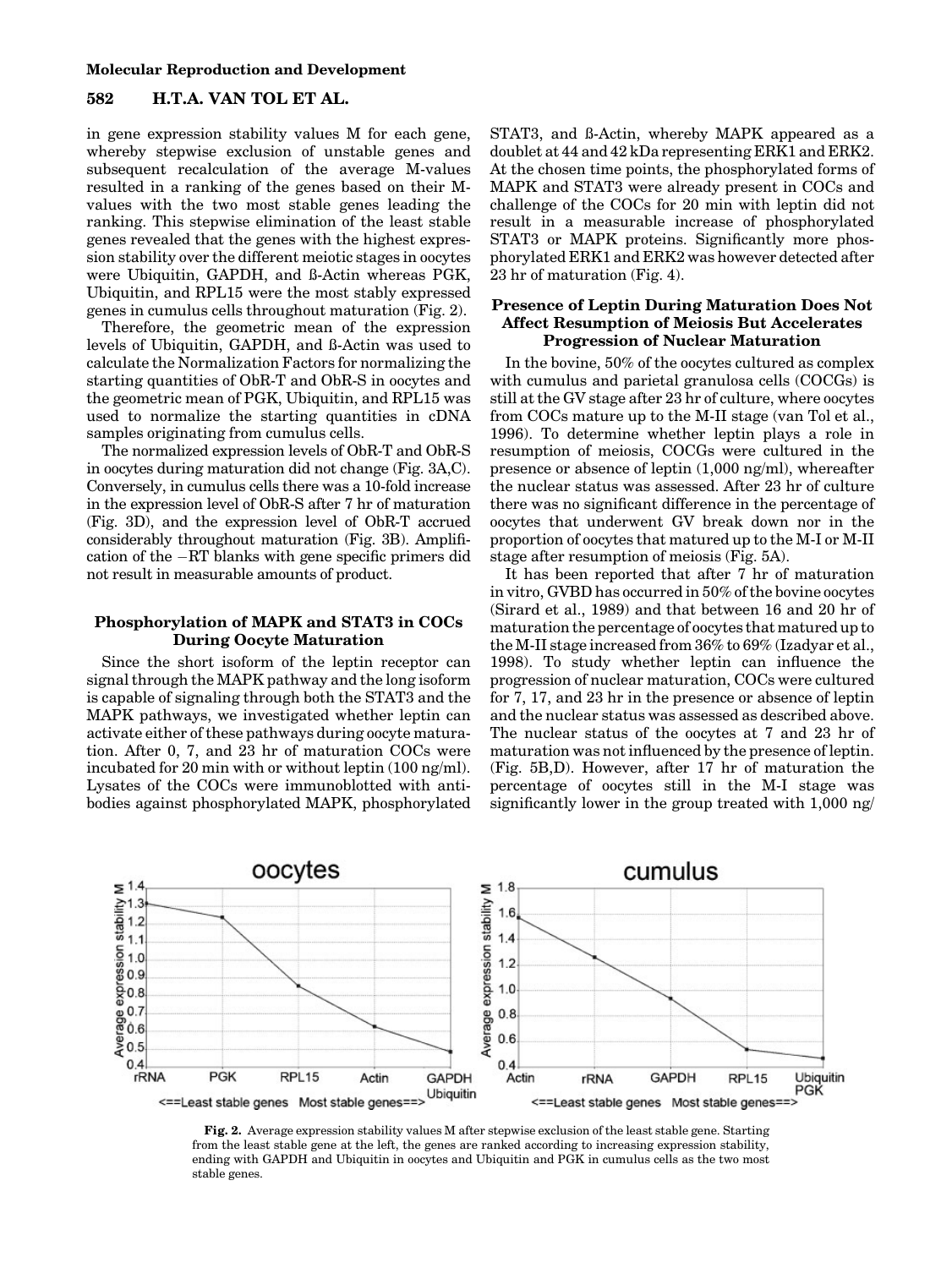in gene expression stability values M for each gene, whereby stepwise exclusion of unstable genes and subsequent recalculation of the average M-values resulted in a ranking of the genes based on their M-values with the two most stable genes leading the ranking. This stepwise elimination of the least stable genes revealed that the genes with the highest expression stability over the different meiotic stages in oocytes were Ubiquitin, GAPDH, and ß-Actin whereas PGK, Ubiquitin, and RPL15 were the most stably expressed genes in cumulus cells throughout maturation (Fig. 2).

Therefore, the geometric mean of the expression levels of Ubiquitin, GAPDH, and ß-Actin was used to calculate the Normalization Factors for normalizing the starting quantities of ObR-T and ObR-S in oocytes and the geometric mean of PGK, Ubiquitin, and RPL15 was used to normalize the starting quantities in cDNA samples originating from cumulus cells.

The normalized expression levels of ObR-T and ObR-S in oocytes during maturation did not change (Fig. 3A,C). Conversely, in cumulus cells there was a 10-fold increase in the expression level of ObR-S after 7 hr of maturation (Fig. 3D), and the expression level of ObR-T accrued considerably throughout maturation (Fig. 3B). Amplification of the −RT blanks with gene specific primers did not result in measurable amounts of product.

### Phosphorylation of MAPK and STAT3 in COCs During Oocyte Maturation

Since the short isoform of the leptin receptor can signal through the MAPK pathway and the long isoform is capable of signaling through both the STAT3 and the MAPK pathways, we investigated whether leptin can activate either of these pathways during oocyte maturation. After 0, 7, and 23 hr of maturation COCs were incubated for 20 min with or without leptin (100 ng/ml). Lysates of the COCs were immunoblotted with antibodies against phosphorylated MAPK, phosphorylated STAT3, and ß-Actin, whereby MAPK appeared as a doublet at 44 and 42 kDa representing ERK1 and ERK2. At the chosen time points, the phosphorylated forms of MAPK and STAT3 were already present in COCs and challenge of the COCs for 20 min with leptin did not result in a measurable increase of phosphorylated STAT3 or MAPK proteins. Significantly more phosphorylated ERK1 and ERK2 was however detected after 23 hr of maturation (Fig. 4).

### Presence of Leptin During Maturation Does Not Affect Resumption of Meiosis But Accelerates Progression of Nuclear Maturation

In the bovine, 50% of the oocytes cultured as complex with cumulus and parietal granulosa cells (COCGs) is still at the GV stage after 23 hr of culture, where oocytes from COCs mature up to the M-II stage (van Tol et al., 1996). To determine whether leptin plays a role in resumption of meiosis, COCGs were cultured in the presence or absence of leptin (1,000 ng/ml), whereafter the nuclear status was assessed. After 23 hr of culture there was no significant difference in the percentage of oocytes that underwent GV break down nor in the proportion of oocytes that matured up to the M-I or M-II stage after resumption of meiosis (Fig. 5A).

It has been reported that after 7 hr of maturation in vitro, GVBD has occurred in 50% of the bovine oocytes (Sirard et al., 1989) and that between 16 and 20 hr of maturation the percentage of oocytes that matured up to the M-II stage increased from 36% to 69% (Izadyar et al., 1998). To study whether leptin can influence the progression of nuclear maturation, COCs were cultured for 7, 17, and 23 hr in the presence or absence of leptin and the nuclear status was assessed as described above. The nuclear status of the oocytes at 7 and 23 hr of maturation was not influenced by the presence of leptin. (Fig. 5B,D). However, after 17 hr of maturation the percentage of oocytes still in the M-I stage was significantly lower in the group treated with 1,000 ng/

Fig. 2. Average expression stability values M after stepwise exclusion of the least stable gene. Starting from the least stable gene at the left, the genes are ranked according to increasing expression stability, ending with GAPDH and Ubiquitin in oocytes and Ubiquitin and PGK in cumulus cells as the two most stable genes.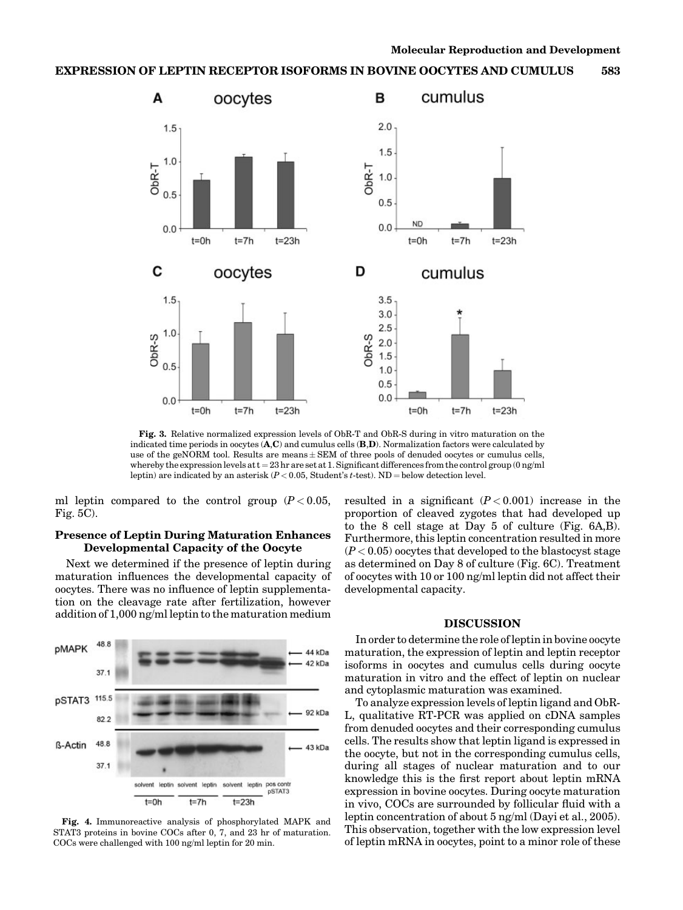Fig. 3. Relative normalized expression levels of ObR-T and ObR-S during in vitro maturation on the indicated time periods in oocytes (**A**,**C**) and cumulus cells (**B**,**D**). Normalization factors were calculated by use of the geNORM tool. Results are means ± SEM of three pools of denuded oocytes or cumulus cells, whereby the expression levels at t = 23 hr are set at 1. Significant differences from the control group (0 ng/ml leptin) are indicated by an asterisk ($P < 0.05$, Student's $t$-test). ND = below detection level.

ml leptin compared to the control group ($P < 0.05$, Fig. 5C).

### Presence of Leptin During Maturation Enhances Developmental Capacity of the Oocyte

Next we determined if the presence of leptin during maturation influences the developmental capacity of oocytes. There was no influence of leptin supplementation on the cleavage rate after fertilization, however addition of 1,000 ng/ml leptin to the maturation medium resulted in a significant ($P < 0.001$) increase in the proportion of cleaved zygotes that had developed up to the 8 cell stage at Day 5 of culture (Fig. 6A,B). Furthermore, this leptin concentration resulted in more ($P < 0.05$) oocytes that developed to the blastocyst stage as determined on Day 8 of culture (Fig. 6C). Treatment of oocytes with 10 or 100 ng/ml leptin did not affect their developmental capacity.

Fig. 4. Immunoreactive analysis of phosphorylated MAPK and STAT3 proteins in bovine COCs after 0, 7, and 23 hr of maturation. COCs were challenged with 100 ng/ml leptin for 20 min.

## DISCUSSION

In order to determine the role of leptin in bovine oocyte maturation, the expression of leptin and leptin receptor isoforms in oocytes and cumulus cells during oocyte maturation in vitro and the effect of leptin on nuclear and cytoplasmic maturation was examined.

To analyze expression levels of leptin ligand and ObR-L, qualitative RT-PCR was applied on cDNA samples from denuded oocytes and their corresponding cumulus cells. The results show that leptin ligand is expressed in the oocyte, but not in the corresponding cumulus cells, during all stages of nuclear maturation and to our knowledge this is the first report about leptin mRNA expression in bovine oocytes. During oocyte maturation in vivo, COCs are surrounded by follicular fluid with a leptin concentration of about 5 ng/ml (Dayi et al., 2005). This observation, together with the low expression level of leptin mRNA in oocytes, point to a minor role of these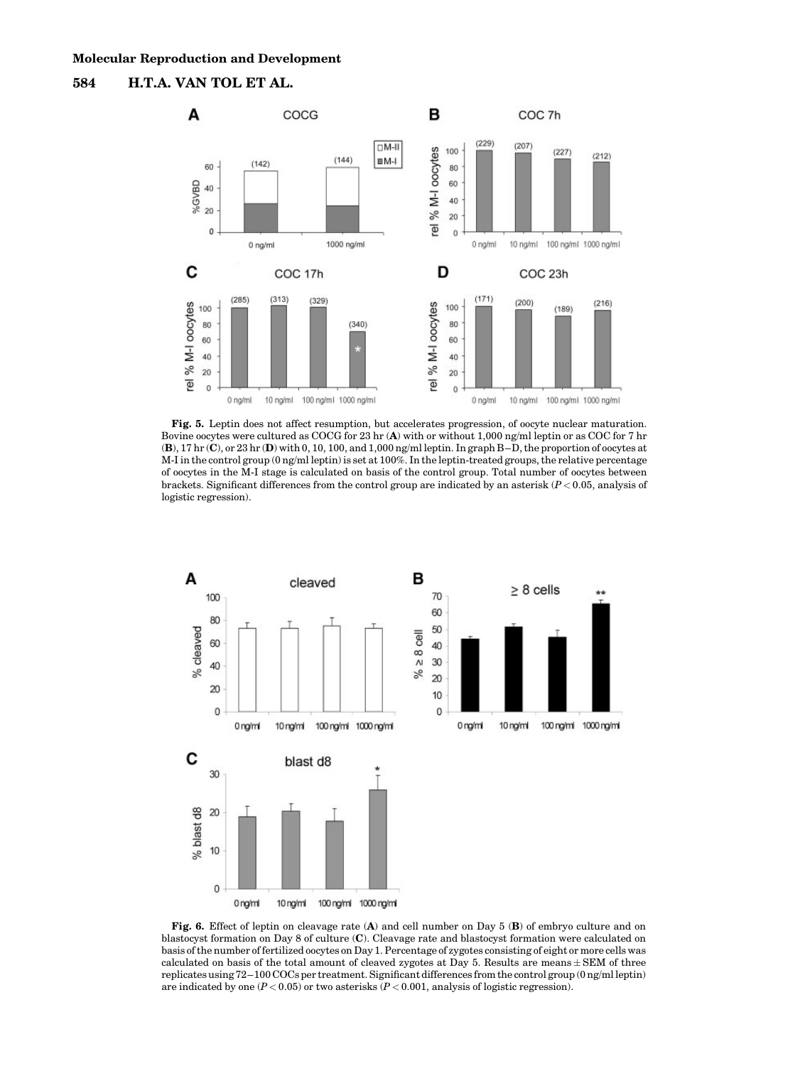**Fig. 5.** Leptin does not affect resumption, but accelerates progression, of oocyte nuclear maturation. Bovine oocytes were cultured as COCG for 23 hr (**A**) with or without 1,000 ng/ml leptin or as COC for 7 hr (**B**), 17 hr (**C**), or 23 hr (**D**) with 0, 10, 100, and 1,000 ng/ml leptin. In graph B–D, the proportion of oocytes at M-I in the control group (0 ng/ml leptin) is set at 100%. In the leptin-treated groups, the relative percentage of oocytes in the M-I stage is calculated on basis of the control group. Total number of oocytes between brackets. Significant differences from the control group are indicated by an asterisk ($P < 0.05$, analysis of logistic regression).

**Fig. 6.** Effect of leptin on cleavage rate (**A**) and cell number on Day 5 (**B**) of embryo culture and on blastocyst formation on Day 8 of culture (**C**). Cleavage rate and blastocyst formation were calculated on basis of the number of fertilized oocytes on Day 1. Percentage of zygotes consisting of eight or more cells was calculated on basis of the total amount of cleaved zygotes at Day 5. Results are means ± SEM of three replicates using 72–100 COCs per treatment. Significant differences from the control group (0 ng/ml leptin) are indicated by one ($P < 0.05$) or two asterisks ($P < 0.001$, analysis of logistic regression).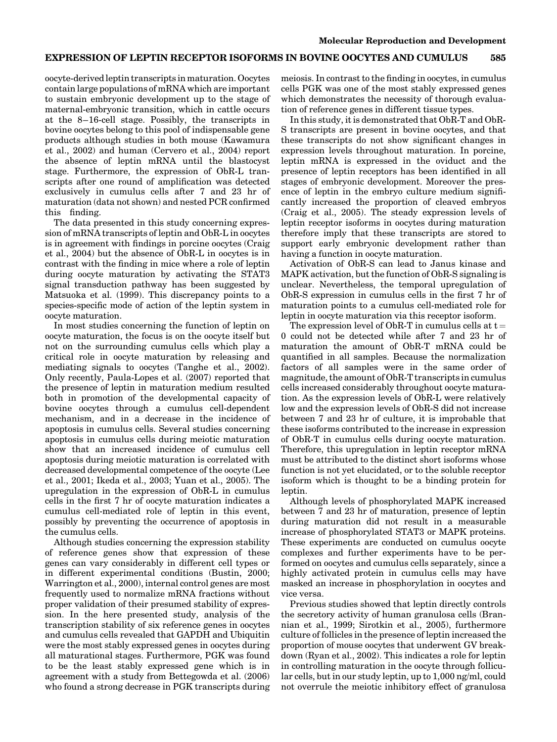oocyte-derived leptin transcripts in maturation. Oocytes contain large populations of mRNA which are important to sustain embryonic development up to the stage of maternal-embryonic transition, which in cattle occurs at the 8–16-cell stage. Possibly, the transcripts in bovine oocytes belong to this pool of indispensable gene products although studies in both mouse (Kawamura et al., 2002) and human (Cervero et al., 2004) report the absence of leptin mRNA until the blastocyst stage. Furthermore, the expression of ObR-L transcripts after one round of amplification was detected exclusively in cumulus cells after 7 and 23 hr of maturation (data not shown) and nested PCR confirmed this finding.

The data presented in this study concerning expression of mRNA transcripts of leptin and ObR-L in oocytes is in agreement with findings in porcine oocytes (Craig et al., 2004) but the absence of ObR-L in oocytes is in contrast with the finding in mice where a role of leptin during oocyte maturation by activating the STAT3 signal transduction pathway has been suggested by Matsuoka et al. (1999). This discrepancy points to a species-specific mode of action of the leptin system in oocyte maturation.

In most studies concerning the function of leptin on oocyte maturation, the focus is on the oocyte itself but not on the surrounding cumulus cells which play a critical role in oocyte maturation by releasing and mediating signals to oocytes (Tanghe et al., 2002). Only recently, Paula-Lopes et al. (2007) reported that the presence of leptin in maturation medium resulted both in promotion of the developmental capacity of bovine oocytes through a cumulus cell-dependent mechanism, and in a decrease in the incidence of apoptosis in cumulus cells. Several studies concerning apoptosis in cumulus cells during meiotic maturation show that an increased incidence of cumulus cell apoptosis during meiotic maturation is correlated with decreased developmental competence of the oocyte (Lee et al., 2001; Ikeda et al., 2003; Yuan et al., 2005). The upregulation in the expression of ObR-L in cumulus cells in the first 7 hr of oocyte maturation indicates a cumulus cell-mediated role of leptin in this event, possibly by preventing the occurrence of apoptosis in the cumulus cells.

Although studies concerning the expression stability of reference genes show that expression of these genes can vary considerably in different cell types or in different experimental conditions (Bustin, 2000; Warrington et al., 2000), internal control genes are most frequently used to normalize mRNA fractions without proper validation of their presumed stability of expression. In the here presented study, analysis of the transcription stability of six reference genes in oocytes and cumulus cells revealed that GAPDH and Ubiquitin were the most stably expressed genes in oocytes during all maturational stages. Furthermore, PGK was found to be the least stably expressed gene which is in agreement with a study from Bettegowda et al. (2006) who found a strong decrease in PGK transcripts during meiosis. In contrast to the finding in oocytes, in cumulus cells PGK was one of the most stably expressed genes which demonstrates the necessity of thorough evaluation of reference genes in different tissue types.

In this study, it is demonstrated that ObR-T and ObR-S transcripts are present in bovine oocytes, and that these transcripts do not show significant changes in expression levels throughout maturation. In porcine, leptin mRNA is expressed in the oviduct and the presence of leptin receptors has been identified in all stages of embryonic development. Moreover the presence of leptin in the embryo culture medium significantly increased the proportion of cleaved embryos (Craig et al., 2005). The steady expression levels of leptin receptor isoforms in oocytes during maturation therefore imply that these transcripts are stored to support early embryonic development rather than having a function in oocyte maturation.

Activation of ObR-S can lead to Janus kinase and MAPK activation, but the function of ObR-S signaling is unclear. Nevertheless, the temporal upregulation of ObR-S expression in cumulus cells in the first 7 hr of maturation points to a cumulus cell-mediated role for leptin in oocyte maturation via this receptor isoform.

The expression level of ObR-T in cumulus cells at $t = 0$ could not be detected while after 7 and 23 hr of maturation the amount of ObR-T mRNA could be quantified in all samples. Because the normalization factors of all samples were in the same order of magnitude, the amount of ObR-T transcripts in cumulus cells increased considerably throughout oocyte maturation. As the expression levels of ObR-L were relatively low and the expression levels of ObR-S did not increase between 7 and 23 hr of culture, it is improbable that these isoforms contributed to the increase in expression of ObR-T in cumulus cells during oocyte maturation. Therefore, this upregulation in leptin receptor mRNA must be attributed to the distinct short isoforms whose function is not yet elucidated, or to the soluble receptor isoform which is thought to be a binding protein for leptin.

Although levels of phosphorylated MAPK increased between 7 and 23 hr of maturation, presence of leptin during maturation did not result in a measurable increase of phosphorylated STAT3 or MAPK proteins. These experiments are conducted on cumulus oocyte complexes and further experiments have to be performed on oocytes and cumulus cells separately, since a highly activated protein in cumulus cells may have masked an increase in phosphorylation in oocytes and vice versa.

Previous studies showed that leptin directly controls the secretory activity of human granulosa cells (Brannian et al., 1999; Sirotkin et al., 2005), furthermore culture of follicles in the presence of leptin increased the proportion of mouse oocytes that underwent GV breakdown (Ryan et al., 2002). This indicates a role for leptin in controlling maturation in the oocyte through follicular cells, but in our study leptin, up to 1,000 ng/ml, could not overrule the meiotic inhibitory effect of granulosa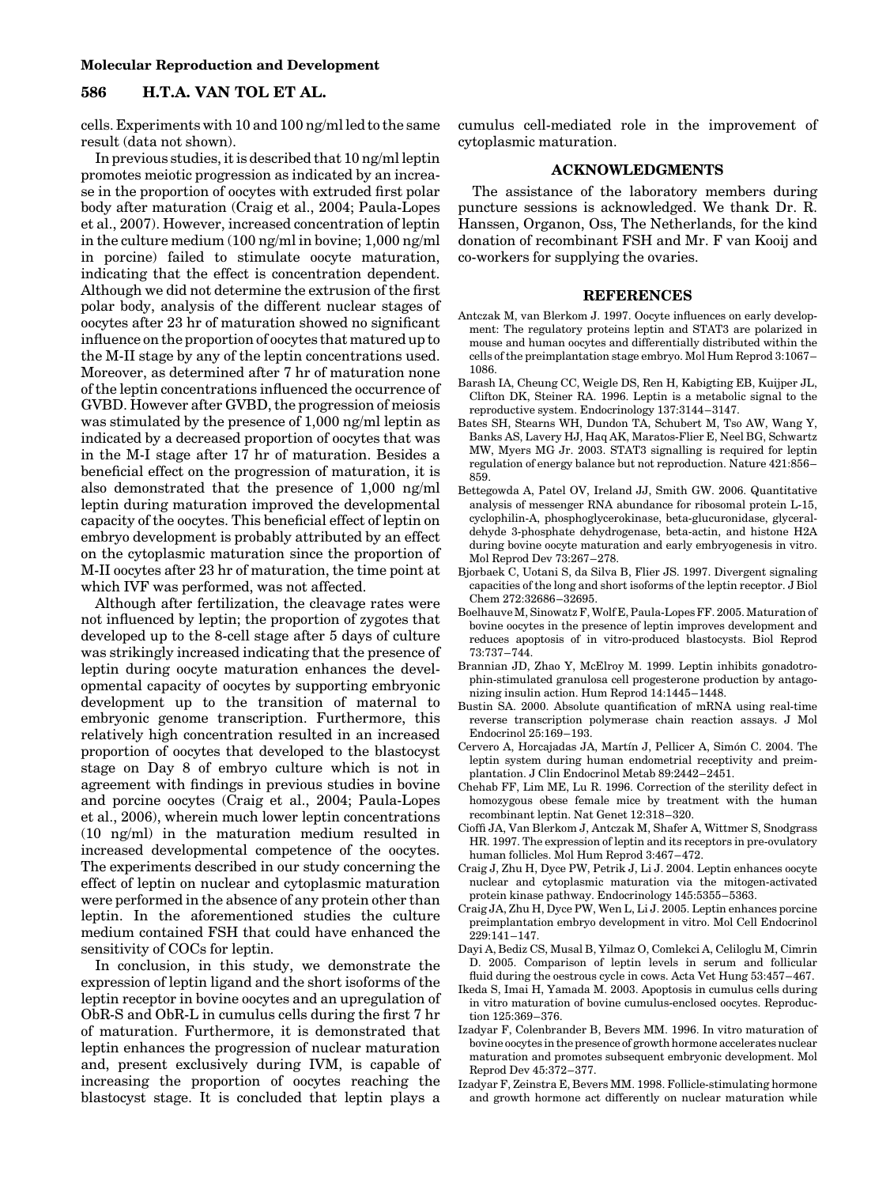cells. Experiments with 10 and 100 ng/ml led to the same result (data not shown).

In previous studies, it is described that 10 ng/ml leptin promotes meiotic progression as indicated by an increase in the proportion of oocytes with extruded first polar body after maturation (Craig et al., 2004; Paula-Lopes et al., 2007). However, increased concentration of leptin in the culture medium (100 ng/ml in bovine; 1,000 ng/ml in porcine) failed to stimulate oocyte maturation, indicating that the effect is concentration dependent. Although we did not determine the extrusion of the first polar body, analysis of the different nuclear stages of oocytes after 23 hr of maturation showed no significant influence on the proportion of oocytes that matured up to the M-II stage by any of the leptin concentrations used. Moreover, as determined after 7 hr of maturation none of the leptin concentrations influenced the occurrence of GVBD. However after GVBD, the progression of meiosis was stimulated by the presence of 1,000 ng/ml leptin as indicated by a decreased proportion of oocytes that was in the M-I stage after 17 hr of maturation. Besides a beneficial effect on the progression of maturation, it is also demonstrated that the presence of 1,000 ng/ml leptin during maturation improved the developmental capacity of the oocytes. This beneficial effect of leptin on embryo development is probably attributed by an effect on the cytoplasmic maturation since the proportion of M-II oocytes after 23 hr of maturation, the time point at which IVF was performed, was not affected.

Although after fertilization, the cleavage rates were not influenced by leptin; the proportion of zygotes that developed up to the 8-cell stage after 5 days of culture was strikingly increased indicating that the presence of leptin during oocyte maturation enhances the developmental capacity of oocytes by supporting embryonic development up to the transition of maternal to embryonic genome transcription. Furthermore, this relatively high concentration resulted in an increased proportion of oocytes that developed to the blastocyst stage on Day 8 of embryo culture which is not in agreement with findings in previous studies in bovine and porcine oocytes (Craig et al., 2004; Paula-Lopes et al., 2006), wherein much lower leptin concentrations (10 ng/ml) in the maturation medium resulted in increased developmental competence of the oocytes. The experiments described in our study concerning the effect of leptin on nuclear and cytoplasmic maturation were performed in the absence of any protein other than leptin. In the aforementioned studies the culture medium contained FSH that could have enhanced the sensitivity of COCs for leptin.

In conclusion, in this study, we demonstrate the expression of leptin ligand and the short isoforms of the leptin receptor in bovine oocytes and an upregulation of ObR-S and ObR-L in cumulus cells during the first 7 hr of maturation. Furthermore, it is demonstrated that leptin enhances the progression of nuclear maturation and, present exclusively during IVM, is capable of increasing the proportion of oocytes reaching the blastocyst stage. It is concluded that leptin plays a cumulus cell-mediated role in the improvement of cytoplasmic maturation.

## ACKNOWLEDGMENTS

The assistance of the laboratory members during puncture sessions is acknowledged. We thank Dr. R. Hanssen, Organon, Oss, The Netherlands, for the kind donation of recombinant FSH and Mr. F van Kooij and co-workers for supplying the ovaries.

## REFERENCES

Antczak M, van Blerkom J. 1997. Oocyte influences on early development: The regulatory proteins leptin and STAT3 are polarized in mouse and human oocytes and differentially distributed within the cells of the preimplantation stage embryo. Mol Hum Reprod 3:1067–1086.

Barash IA, Cheung CC, Weigle DS, Ren H, Kabigting EB, Kuijper JL, Clifton DK, Steiner RA. 1996. Leptin is a metabolic signal to the reproductive system. Endocrinology 137:3144–3147.

Bates SH, Stearns WH, Dundon TA, Schubert M, Tso AW, Wang Y, Banks AS, Lavery HJ, Haq AK, Maratos-Flier E, Neel BG, Schwartz MW, Myers MG Jr. 2003. STAT3 signalling is required for leptin regulation of energy balance but not reproduction. Nature 421:856–859.

Bettegowda A, Patel OV, Ireland JJ, Smith GW. 2006. Quantitative analysis of messenger RNA abundance for ribosomal protein L-15, cyclophilin-A, phosphoglycerokinase, beta-glucuronidase, glyceraldehyde 3-phosphate dehydrogenase, beta-actin, and histone H2A during bovine oocyte maturation and early embryogenesis in vitro. Mol Reprod Dev 73:267–278.

Bjorbaek C, Uotani S, da Silva B, Flier JS. 1997. Divergent signaling capacities of the long and short isoforms of the leptin receptor. J Biol Chem 272:32686–32695.

Boelhauve M, Sinowatz F, Wolf E, Paula-Lopes FF. 2005. Maturation of bovine oocytes in the presence of leptin improves development and reduces apoptosis of in vitro-produced blastocysts. Biol Reprod 73:737–744.

Brannian JD, Zhao Y, McElroy M. 1999. Leptin inhibits gonadotrophin-stimulated granulosa cell progesterone production by antagonizing insulin action. Hum Reprod 14:1445–1448.

Bustin SA. 2000. Absolute quantification of mRNA using real-time reverse transcription polymerase chain reaction assays. J Mol Endocrinol 25:169–193.

Cervero A, Horcajadas JA, Martín J, Pellicer A, Simón C. 2004. The leptin system during human endometrial receptivity and preimplantation. J Clin Endocrinol Metab 89:2442–2451.

Chehab FF, Lim ME, Lu R. 1996. Correction of the sterility defect in homozygous obese female mice by treatment with the human recombinant leptin. Nat Genet 12:318–320.

Cioffi JA, Van Blerkom J, Antczak M, Shafer A, Wittmer S, Snodgrass HR. 1997. The expression of leptin and its receptors in pre-ovulatory human follicles. Mol Hum Reprod 3:467–472.

Craig J, Zhu H, Dyce PW, Petrik J, Li J. 2004. Leptin enhances oocyte nuclear and cytoplasmic maturation via the mitogen-activated protein kinase pathway. Endocrinology 145:5355–5363.

Craig JA, Zhu H, Dyce PW, Wen L, Li J. 2005. Leptin enhances porcine preimplantation embryo development in vitro. Mol Cell Endocrinol 229:141–147.

Dayi A, Bediz CS, Musal B, Yilmaz O, Comlekci A, Celiloglu M, Cimrin D. 2005. Comparison of leptin levels in serum and follicular fluid during the oestrous cycle in cows. Acta Vet Hung 53:457–467.

Ikeda S, Imai H, Yamada M. 2003. Apoptosis in cumulus cells during in vitro maturation of bovine cumulus-enclosed oocytes. Reproduction 125:369–376.

Izadyar F, Colenbrander B, Bevers MM. 1996. In vitro maturation of bovine oocytes in the presence of growth hormone accelerates nuclear maturation and promotes subsequent embryonic development. Mol Reprod Dev 45:372–377.

Izadyar F, Zeinstra E, Bevers MM. 1998. Follicle-stimulating hormone and growth hormone act differently on nuclear maturation while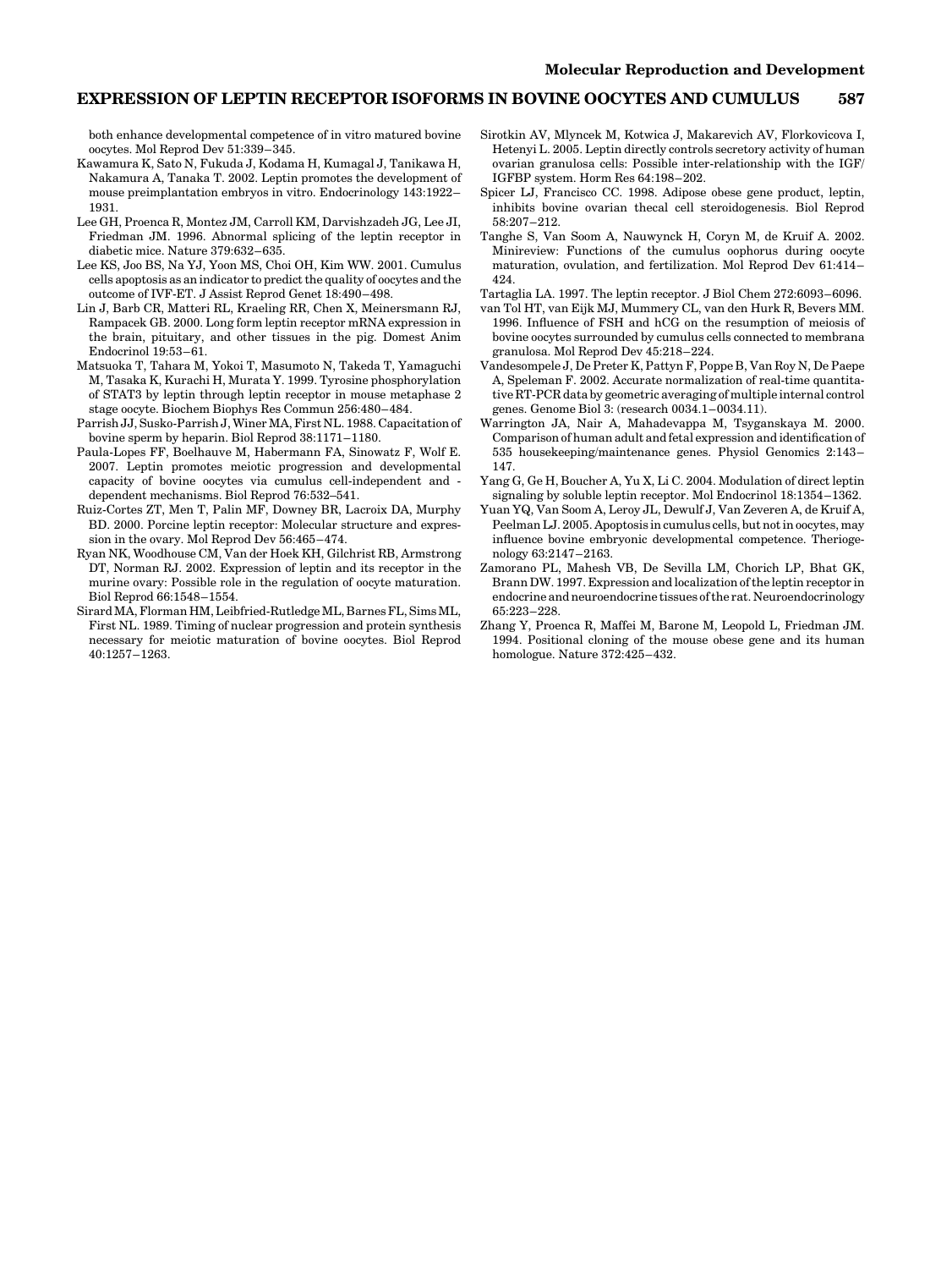both enhance developmental competence of in vitro matured bovine oocytes. Mol Reprod Dev 51:339–345.

Kawamura K, Sato N, Fukuda J, Kodama H, Kumagal J, Tanikawa H, Nakamura A, Tanaka T. 2002. Leptin promotes the development of mouse preimplantation embryos in vitro. Endocrinology 143:1922–1931.

Lee GH, Proenca R, Montez JM, Carroll KM, Darvishzadeh JG, Lee JI, Friedman JM. 1996. Abnormal splicing of the leptin receptor in diabetic mice. Nature 379:632–635.

Lee KS, Joo BS, Na YJ, Yoon MS, Choi OH, Kim WW. 2001. Cumulus cells apoptosis as an indicator to predict the quality of oocytes and the outcome of IVF-ET. J Assist Reprod Genet 18:490–498.

Lin J, Barb CR, Matteri RL, Kraeling RR, Chen X, Meinersmann RJ, Rampacek GB. 2000. Long form leptin receptor mRNA expression in the brain, pituitary, and other tissues in the pig. Domest Anim Endocrinol 19:53–61.

Matsuoka T, Tahara M, Yokoi T, Masumoto N, Takeda T, Yamaguchi M, Tasaka K, Kurachi H, Murata Y. 1999. Tyrosine phosphorylation of STAT3 by leptin through leptin receptor in mouse metaphase 2 stage oocyte. Biochem Biophys Res Commun 256:480–484.

Parrish JJ, Susko-Parrish J, Winer MA, First NL. 1988. Capacitation of bovine sperm by heparin. Biol Reprod 38:1171–1180.

Paula-Lopes FF, Boelhauve M, Habermann FA, Sinowatz F, Wolf E. 2007. Leptin promotes meiotic progression and developmental capacity of bovine oocytes via cumulus cell-independent and -dependent mechanisms. Biol Reprod 76:532–541.

Ruiz-Cortes ZT, Men T, Palin MF, Downey BR, Lacroix DA, Murphy BD. 2000. Porcine leptin receptor: Molecular structure and expression in the ovary. Mol Reprod Dev 56:465–474.

Ryan NK, Woodhouse CM, Van der Hoek KH, Gilchrist RB, Armstrong DT, Norman RJ. 2002. Expression of leptin and its receptor in the murine ovary: Possible role in the regulation of oocyte maturation. Biol Reprod 66:1548–1554.

Sirard MA, Florman HM, Leibfried-Rutledge ML, Barnes FL, Sims ML, First NL. 1989. Timing of nuclear progression and protein synthesis necessary for meiotic maturation of bovine oocytes. Biol Reprod 40:1257–1263.

Sirotkin AV, Mlyncek M, Kotwica J, Makarevich AV, Florkovicova I, Hetenyi L. 2005. Leptin directly controls secretory activity of human ovarian granulosa cells: Possible inter-relationship with the IGF/IGFBP system. Horm Res 64:198–202.

Spicer LJ, Francisco CC. 1998. Adipose obese gene product, leptin, inhibits bovine ovarian thecal cell steroidogenesis. Biol Reprod 58:207–212.

Tanghe S, Van Soom A, Nauwynck H, Coryn M, de Kruif A. 2002. Minireview: Functions of the cumulus oophorus during oocyte maturation, ovulation, and fertilization. Mol Reprod Dev 61:414–424.

Tartaglia LA. 1997. The leptin receptor. J Biol Chem 272:6093–6096.

van Tol HT, van Eijk MJ, Mummery CL, van den Hurk R, Bevers MM. 1996. Influence of FSH and hCG on the resumption of meiosis of bovine oocytes surrounded by cumulus cells connected to membrana granulosa. Mol Reprod Dev 45:218–224.

Vandesompele J, De Preter K, Pattyn F, Poppe B, Van Roy N, De Paepe A, Speleman F. 2002. Accurate normalization of real-time quantitative RT-PCR data by geometric averaging of multiple internal control genes. Genome Biol 3: (research 0034.1–0034.11).

Warrington JA, Nair A, Mahadevappa M, Tsyganskaya M. 2000. Comparison of human adult and fetal expression and identification of 535 housekeeping/maintenance genes. Physiol Genomics 2:143–147.

Yang G, Ge H, Boucher A, Yu X, Li C. 2004. Modulation of direct leptin signaling by soluble leptin receptor. Mol Endocrinol 18:1354–1362.

Yuan YQ, Van Soom A, Leroy JL, Dewulf J, Van Zeveren A, de Kruif A, Peelman LJ. 2005. Apoptosis in cumulus cells, but not in oocytes, may influence bovine embryonic developmental competence. Theriogenology 63:2147–2163.

Zamorano PL, Mahesh VB, De Sevilla LM, Chorich LP, Bhat GK, Brann DW. 1997. Expression and localization of the leptin receptor in endocrine and neuroendocrine tissues of the rat. Neuroendocrinology 65:223–228.

Zhang Y, Proenca R, Maffei M, Barone M, Leopold L, Friedman JM. 1994. Positional cloning of the mouse obese gene and its human homologue. Nature 372:425–432.